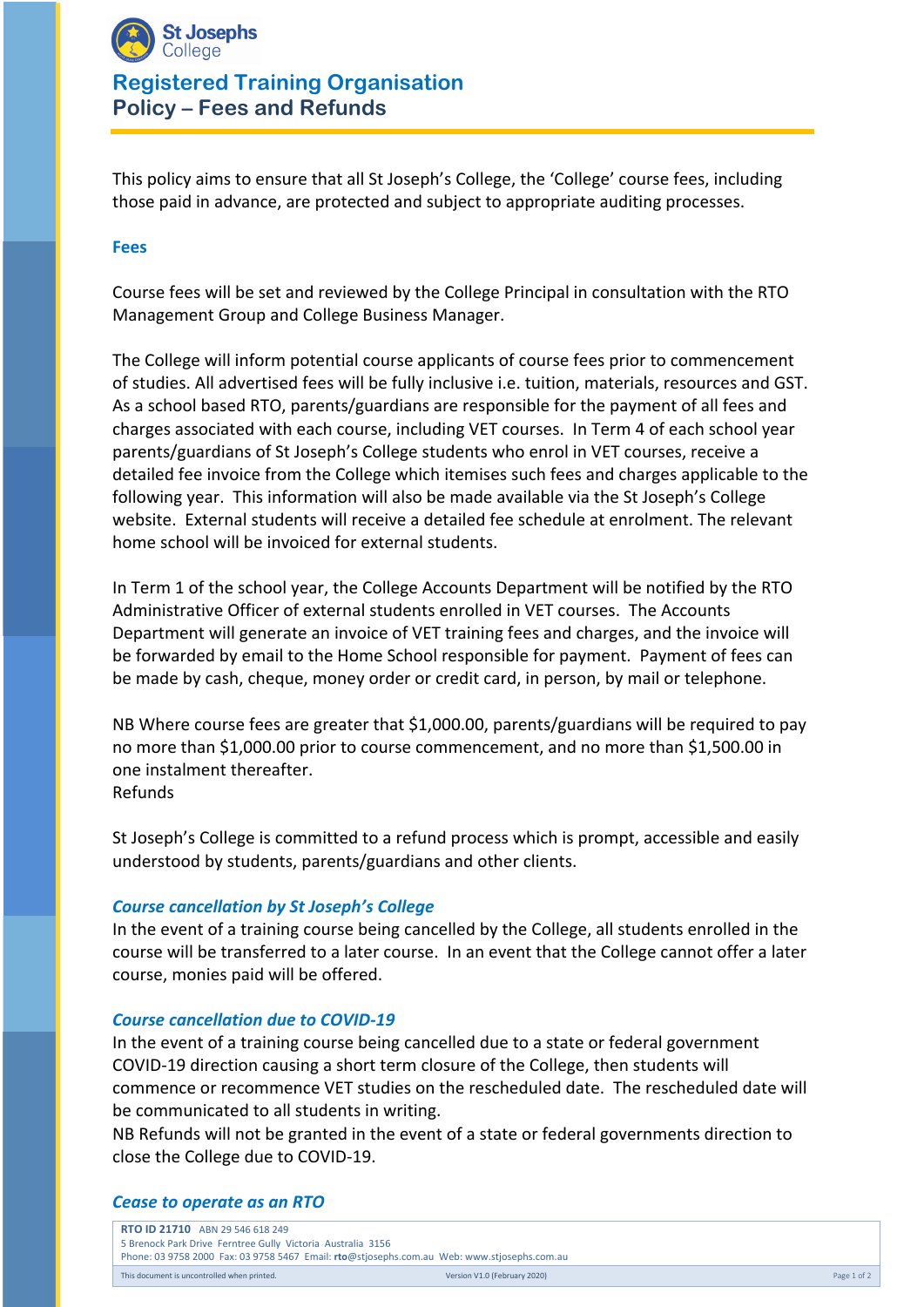# Registered Training Organisation
## Policy – Fees and Refunds

This policy aims to ensure that all St Joseph's College, the 'College' course fees, including those paid in advance, are protected and subject to appropriate auditing processes.

### Fees

Course fees will be set and reviewed by the College Principal in consultation with the RTO Management Group and College Business Manager.

The College will inform potential course applicants of course fees prior to commencement of studies. All advertised fees will be fully inclusive i.e. tuition, materials, resources and GST. As a school based RTO, parents/guardians are responsible for the payment of all fees and charges associated with each course, including VET courses. In Term 4 of each school year parents/guardians of St Joseph's College students who enrol in VET courses, receive a detailed fee invoice from the College which itemises such fees and charges applicable to the following year. This information will also be made available via the St Joseph's College website. External students will receive a detailed fee schedule at enrolment. The relevant home school will be invoiced for external students.

In Term 1 of the school year, the College Accounts Department will be notified by the RTO Administrative Officer of external students enrolled in VET courses. The Accounts Department will generate an invoice of VET training fees and charges, and the invoice will be forwarded by email to the Home School responsible for payment. Payment of fees can be made by cash, cheque, money order or credit card, in person, by mail or telephone.

NB Where course fees are greater that $1,000.00, parents/guardians will be required to pay no more than $1,000.00 prior to course commencement, and no more than $1,500.00 in one instalment thereafter.
Refunds

St Joseph's College is committed to a refund process which is prompt, accessible and easily understood by students, parents/guardians and other clients.

#### *Course cancellation by St Joseph's College*

In the event of a training course being cancelled by the College, all students enrolled in the course will be transferred to a later course. In an event that the College cannot offer a later course, monies paid will be offered.

#### *Course cancellation due to COVID-19*

In the event of a training course being cancelled due to a state or federal government COVID-19 direction causing a short term closure of the College, then students will commence or recommence VET studies on the rescheduled date. The rescheduled date will be communicated to all students in writing.
NB Refunds will not be granted in the event of a state or federal governments direction to close the College due to COVID-19.

#### *Cease to operate as an RTO*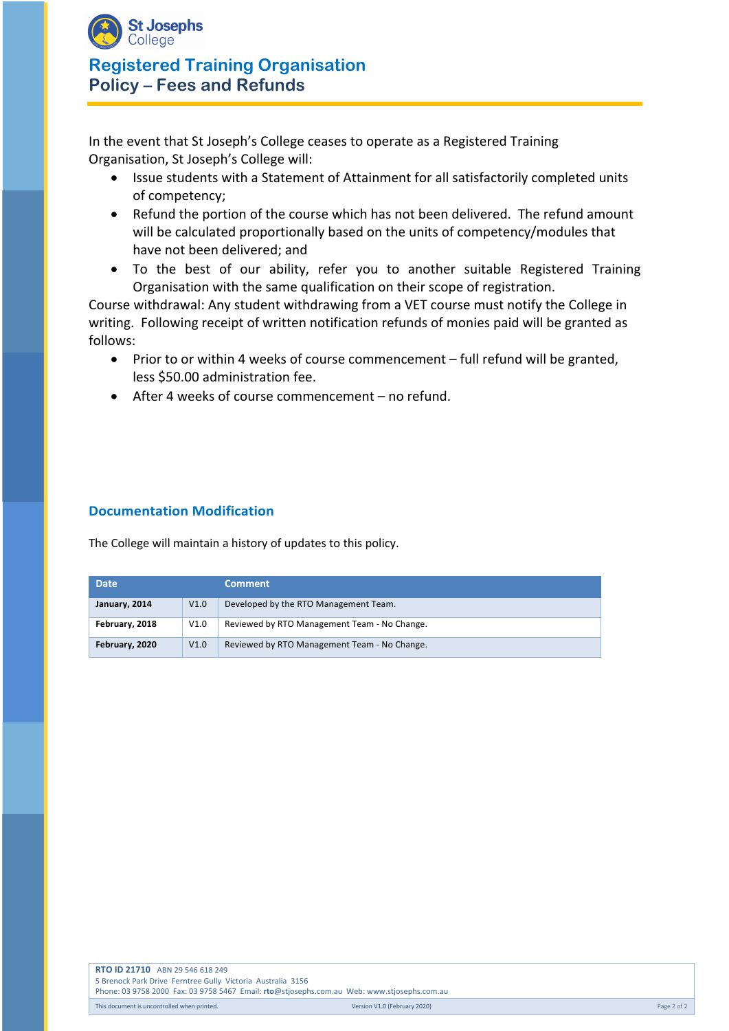In the event that St Joseph's College ceases to operate as a Registered Training Organisation, St Joseph's College will:

- Issue students with a Statement of Attainment for all satisfactorily completed units of competency;
- Refund the portion of the course which has not been delivered. The refund amount will be calculated proportionally based on the units of competency/modules that have not been delivered; and
- To the best of our ability, refer you to another suitable Registered Training Organisation with the same qualification on their scope of registration.

Course withdrawal: Any student withdrawing from a VET course must notify the College in writing. Following receipt of written notification refunds of monies paid will be granted as follows:

- Prior to or within 4 weeks of course commencement – full refund will be granted, less $50.00 administration fee.
- After 4 weeks of course commencement – no refund.

## Documentation Modification

The College will maintain a history of updates to this policy.

| Date | | Comment |
|---|---|---|
| **January, 2014** | V1.0 | Developed by the RTO Management Team. |
| **February, 2018** | V1.0 | Reviewed by RTO Management Team - No Change. |
| **February, 2020** | V1.0 | Reviewed by RTO Management Team - No Change. |

**RTO ID 21710** ABN 29 546 618 249
5 Brenock Park Drive Ferntree Gully Victoria Australia 3156
Phone: 03 9758 2000 Fax: 03 9758 5467 Email: **rto**@stjosephs.com.au Web: www.stjosephs.com.au

This document is uncontrolled when printed. Version V1.0 (February 2020)